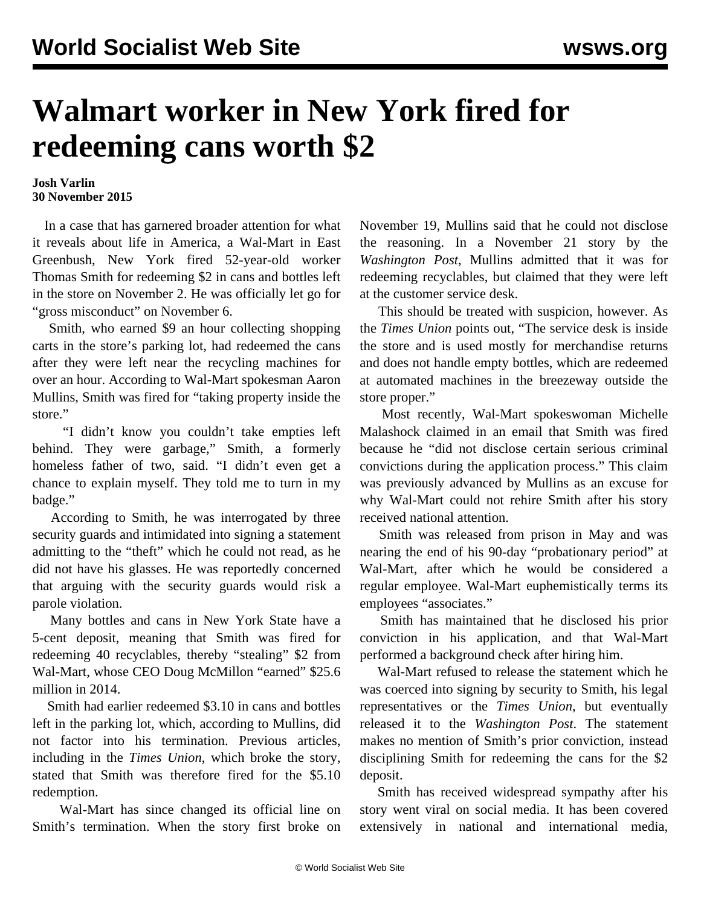# Walmart worker in New York fired for redeeming cans worth $2

**Josh Varlin**
**30 November 2015**

In a case that has garnered broader attention for what it reveals about life in America, a Wal-Mart in East Greenbush, New York fired 52-year-old worker Thomas Smith for redeeming $2 in cans and bottles left in the store on November 2. He was officially let go for "gross misconduct" on November 6.

Smith, who earned $9 an hour collecting shopping carts in the store's parking lot, had redeemed the cans after they were left near the recycling machines for over an hour. According to Wal-Mart spokesman Aaron Mullins, Smith was fired for "taking property inside the store."

"I didn't know you couldn't take empties left behind. They were garbage," Smith, a formerly homeless father of two, said. "I didn't even get a chance to explain myself. They told me to turn in my badge."

According to Smith, he was interrogated by three security guards and intimidated into signing a statement admitting to the "theft" which he could not read, as he did not have his glasses. He was reportedly concerned that arguing with the security guards would risk a parole violation.

Many bottles and cans in New York State have a 5-cent deposit, meaning that Smith was fired for redeeming 40 recyclables, thereby "stealing" $2 from Wal-Mart, whose CEO Doug McMillon "earned" $25.6 million in 2014.

Smith had earlier redeemed $3.10 in cans and bottles left in the parking lot, which, according to Mullins, did not factor into his termination. Previous articles, including in the *Times Union*, which broke the story, stated that Smith was therefore fired for the $5.10 redemption.

Wal-Mart has since changed its official line on Smith's termination. When the story first broke on November 19, Mullins said that he could not disclose the reasoning. In a November 21 story by the *Washington Post*, Mullins admitted that it was for redeeming recyclables, but claimed that they were left at the customer service desk.

This should be treated with suspicion, however. As the *Times Union* points out, "The service desk is inside the store and is used mostly for merchandise returns and does not handle empty bottles, which are redeemed at automated machines in the breezeway outside the store proper."

Most recently, Wal-Mart spokeswoman Michelle Malashock claimed in an email that Smith was fired because he "did not disclose certain serious criminal convictions during the application process." This claim was previously advanced by Mullins as an excuse for why Wal-Mart could not rehire Smith after his story received national attention.

Smith was released from prison in May and was nearing the end of his 90-day "probationary period" at Wal-Mart, after which he would be considered a regular employee. Wal-Mart euphemistically terms its employees "associates."

Smith has maintained that he disclosed his prior conviction in his application, and that Wal-Mart performed a background check after hiring him.

Wal-Mart refused to release the statement which he was coerced into signing by security to Smith, his legal representatives or the *Times Union*, but eventually released it to the *Washington Post*. The statement makes no mention of Smith's prior conviction, instead disciplining Smith for redeeming the cans for the $2 deposit.

Smith has received widespread sympathy after his story went viral on social media. It has been covered extensively in national and international media,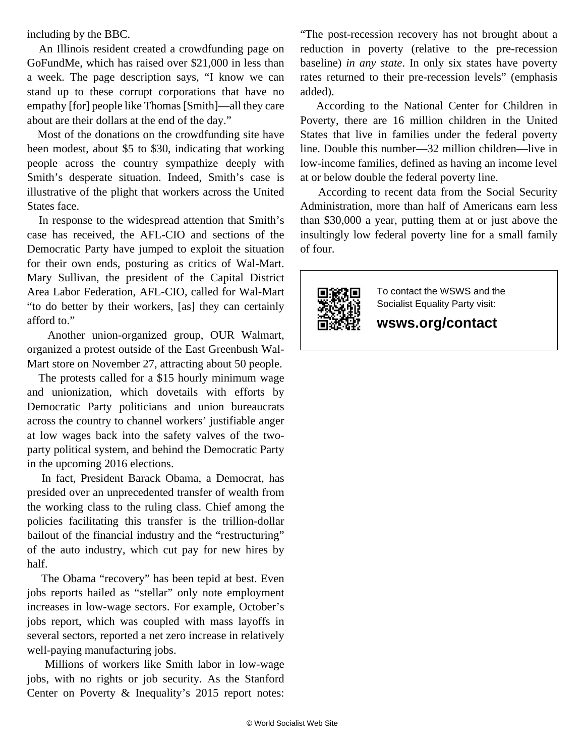including by the BBC.

An Illinois resident created a crowdfunding page on GoFundMe, which has raised over $21,000 in less than a week. The page description says, "I know we can stand up to these corrupt corporations that have no empathy [for] people like Thomas [Smith]—all they care about are their dollars at the end of the day."

Most of the donations on the crowdfunding site have been modest, about $5 to $30, indicating that working people across the country sympathize deeply with Smith's desperate situation. Indeed, Smith's case is illustrative of the plight that workers across the United States face.

In response to the widespread attention that Smith's case has received, the AFL-CIO and sections of the Democratic Party have jumped to exploit the situation for their own ends, posturing as critics of Wal-Mart. Mary Sullivan, the president of the Capital District Area Labor Federation, AFL-CIO, called for Wal-Mart "to do better by their workers, [as] they can certainly afford to."

Another union-organized group, OUR Walmart, organized a protest outside of the East Greenbush Wal-Mart store on November 27, attracting about 50 people.

The protests called for a $15 hourly minimum wage and unionization, which dovetails with efforts by Democratic Party politicians and union bureaucrats across the country to channel workers' justifiable anger at low wages back into the safety valves of the two-party political system, and behind the Democratic Party in the upcoming 2016 elections.

In fact, President Barack Obama, a Democrat, has presided over an unprecedented transfer of wealth from the working class to the ruling class. Chief among the policies facilitating this transfer is the trillion-dollar bailout of the financial industry and the "restructuring" of the auto industry, which cut pay for new hires by half.

The Obama "recovery" has been tepid at best. Even jobs reports hailed as "stellar" only note employment increases in low-wage sectors. For example, October's jobs report, which was coupled with mass layoffs in several sectors, reported a net zero increase in relatively well-paying manufacturing jobs.

Millions of workers like Smith labor in low-wage jobs, with no rights or job security. As the Stanford Center on Poverty & Inequality's 2015 report notes: "The post-recession recovery has not brought about a reduction in poverty (relative to the pre-recession baseline) *in any state*. In only six states have poverty rates returned to their pre-recession levels" (emphasis added).

According to the National Center for Children in Poverty, there are 16 million children in the United States that live in families under the federal poverty line. Double this number—32 million children—live in low-income families, defined as having an income level at or below double the federal poverty line.

According to recent data from the Social Security Administration, more than half of Americans earn less than $30,000 a year, putting them at or just above the insultingly low federal poverty line for a small family of four.

To contact the WSWS and the Socialist Equality Party visit:

**wsws.org/contact**